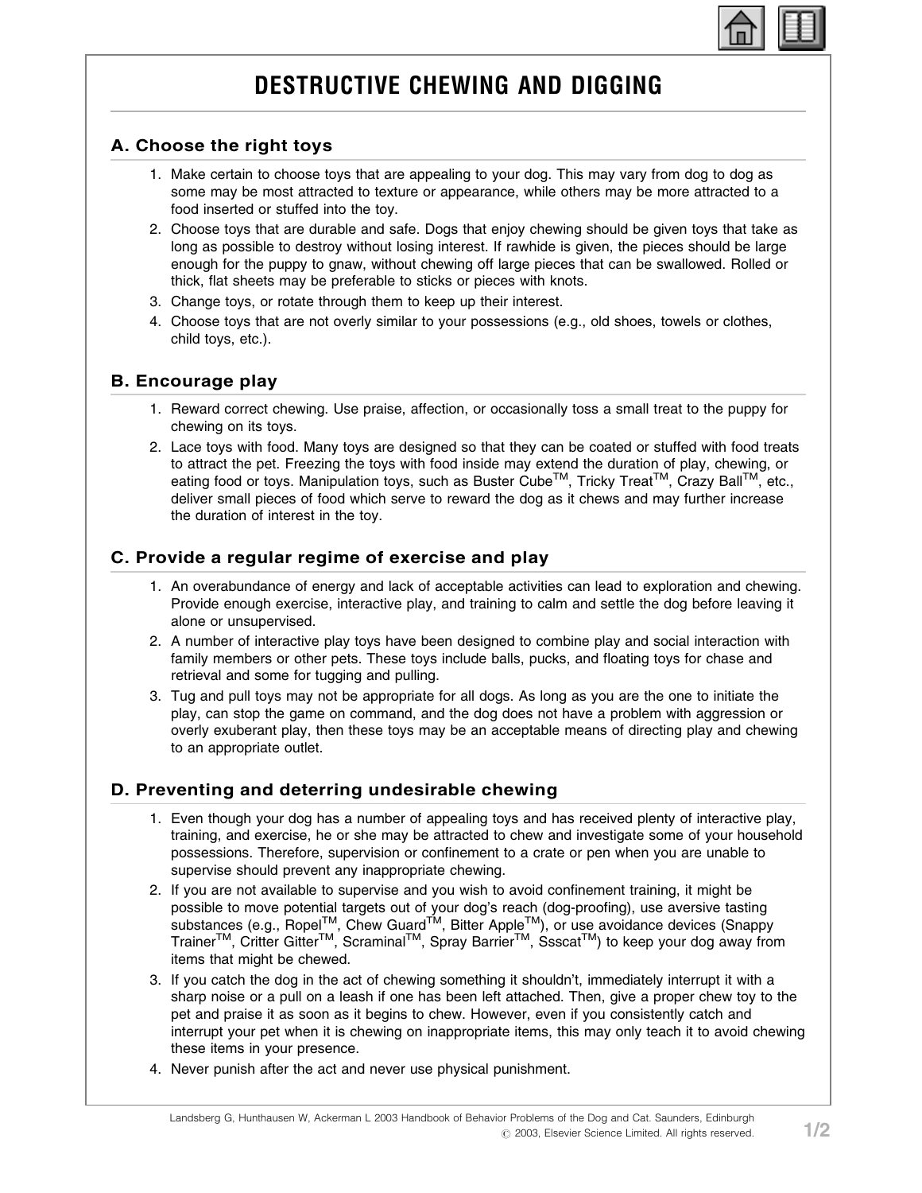# DESTRUCTIVE CHEWING AND DIGGING

## A. Choose the right toys

1. Make certain to choose toys that are appealing to your dog. This may vary from dog to dog as some may be most attracted to texture or appearance, while others may be more attracted to a food inserted or stuffed into the toy.
2. Choose toys that are durable and safe. Dogs that enjoy chewing should be given toys that take as long as possible to destroy without losing interest. If rawhide is given, the pieces should be large enough for the puppy to gnaw, without chewing off large pieces that can be swallowed. Rolled or thick, flat sheets may be preferable to sticks or pieces with knots.
3. Change toys, or rotate through them to keep up their interest.
4. Choose toys that are not overly similar to your possessions (e.g., old shoes, towels or clothes, child toys, etc.).

## B. Encourage play

1. Reward correct chewing. Use praise, affection, or occasionally toss a small treat to the puppy for chewing on its toys.
2. Lace toys with food. Many toys are designed so that they can be coated or stuffed with food treats to attract the pet. Freezing the toys with food inside may extend the duration of play, chewing, or eating food or toys. Manipulation toys, such as Buster Cube™, Tricky Treat™, Crazy Ball™, etc., deliver small pieces of food which serve to reward the dog as it chews and may further increase the duration of interest in the toy.

## C. Provide a regular regime of exercise and play

1. An overabundance of energy and lack of acceptable activities can lead to exploration and chewing. Provide enough exercise, interactive play, and training to calm and settle the dog before leaving it alone or unsupervised.
2. A number of interactive play toys have been designed to combine play and social interaction with family members or other pets. These toys include balls, pucks, and floating toys for chase and retrieval and some for tugging and pulling.
3. Tug and pull toys may not be appropriate for all dogs. As long as you are the one to initiate the play, can stop the game on command, and the dog does not have a problem with aggression or overly exuberant play, then these toys may be an acceptable means of directing play and chewing to an appropriate outlet.

## D. Preventing and deterring undesirable chewing

1. Even though your dog has a number of appealing toys and has received plenty of interactive play, training, and exercise, he or she may be attracted to chew and investigate some of your household possessions. Therefore, supervision or confinement to a crate or pen when you are unable to supervise should prevent any inappropriate chewing.
2. If you are not available to supervise and you wish to avoid confinement training, it might be possible to move potential targets out of your dog's reach (dog-proofing), use aversive tasting substances (e.g., Ropel™, Chew Guard™, Bitter Apple™), or use avoidance devices (Snappy Trainer™, Critter Gitter™, Scraminal™, Spray Barrier™, Ssscat™) to keep your dog away from items that might be chewed.
3. If you catch the dog in the act of chewing something it shouldn't, immediately interrupt it with a sharp noise or a pull on a leash if one has been left attached. Then, give a proper chew toy to the pet and praise it as soon as it begins to chew. However, even if you consistently catch and interrupt your pet when it is chewing on inappropriate items, this may only teach it to avoid chewing these items in your presence.
4. Never punish after the act and never use physical punishment.

Landsberg G, Hunthausen W, Ackerman L 2003 Handbook of Behavior Problems of the Dog and Cat. Saunders, Edinburgh
© 2003, Elsevier Science Limited. All rights reserved.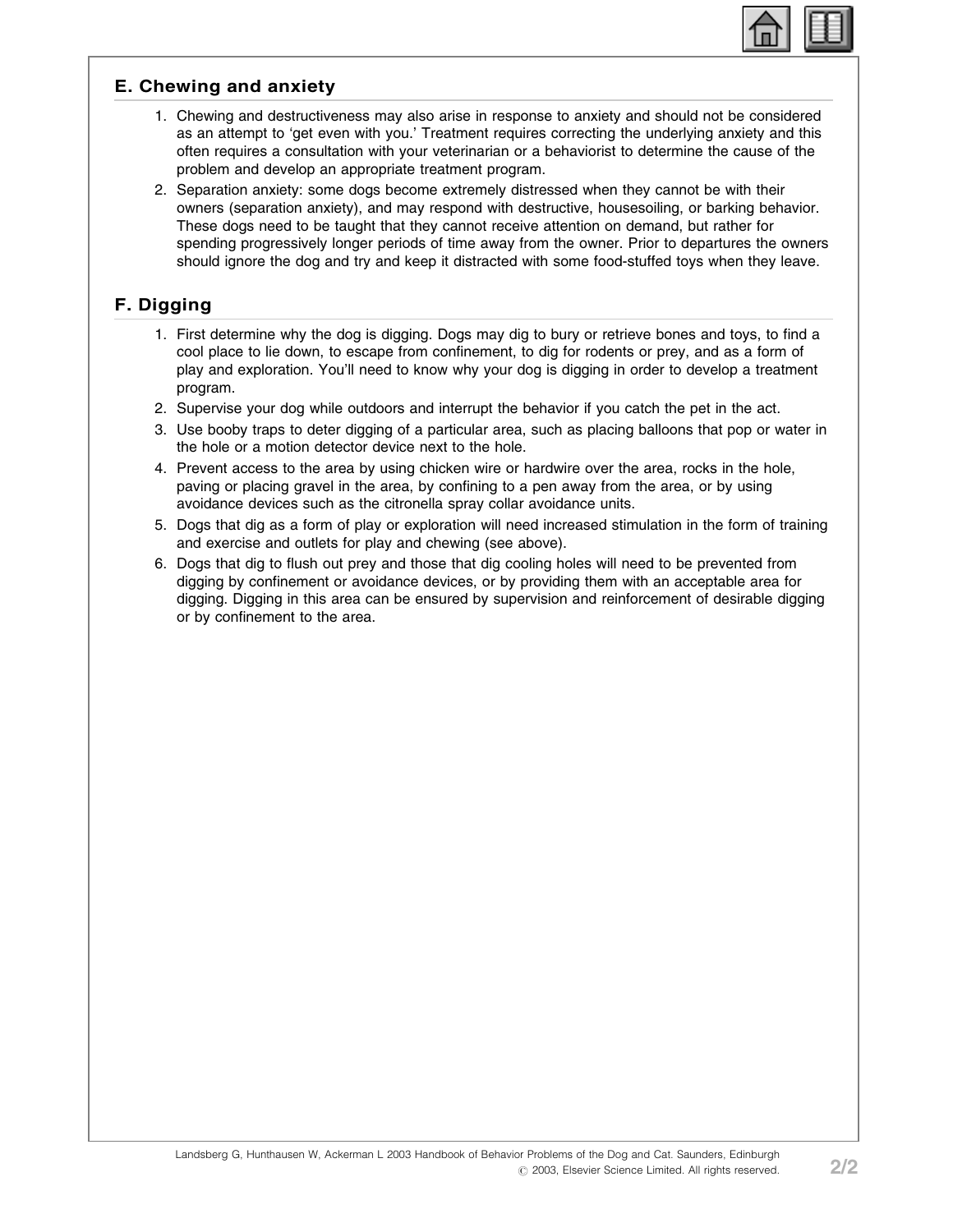## E. Chewing and anxiety

1. Chewing and destructiveness may also arise in response to anxiety and should not be considered as an attempt to 'get even with you.' Treatment requires correcting the underlying anxiety and this often requires a consultation with your veterinarian or a behaviorist to determine the cause of the problem and develop an appropriate treatment program.
2. Separation anxiety: some dogs become extremely distressed when they cannot be with their owners (separation anxiety), and may respond with destructive, housesoiling, or barking behavior. These dogs need to be taught that they cannot receive attention on demand, but rather for spending progressively longer periods of time away from the owner. Prior to departures the owners should ignore the dog and try and keep it distracted with some food-stuffed toys when they leave.

## F. Digging

1. First determine why the dog is digging. Dogs may dig to bury or retrieve bones and toys, to find a cool place to lie down, to escape from confinement, to dig for rodents or prey, and as a form of play and exploration. You'll need to know why your dog is digging in order to develop a treatment program.
2. Supervise your dog while outdoors and interrupt the behavior if you catch the pet in the act.
3. Use booby traps to deter digging of a particular area, such as placing balloons that pop or water in the hole or a motion detector device next to the hole.
4. Prevent access to the area by using chicken wire or hardwire over the area, rocks in the hole, paving or placing gravel in the area, by confining to a pen away from the area, or by using avoidance devices such as the citronella spray collar avoidance units.
5. Dogs that dig as a form of play or exploration will need increased stimulation in the form of training and exercise and outlets for play and chewing (see above).
6. Dogs that dig to flush out prey and those that dig cooling holes will need to be prevented from digging by confinement or avoidance devices, or by providing them with an acceptable area for digging. Digging in this area can be ensured by supervision and reinforcement of desirable digging or by confinement to the area.

Landsberg G, Hunthausen W, Ackerman L 2003 Handbook of Behavior Problems of the Dog and Cat. Saunders, Edinburgh
© 2003, Elsevier Science Limited. All rights reserved.